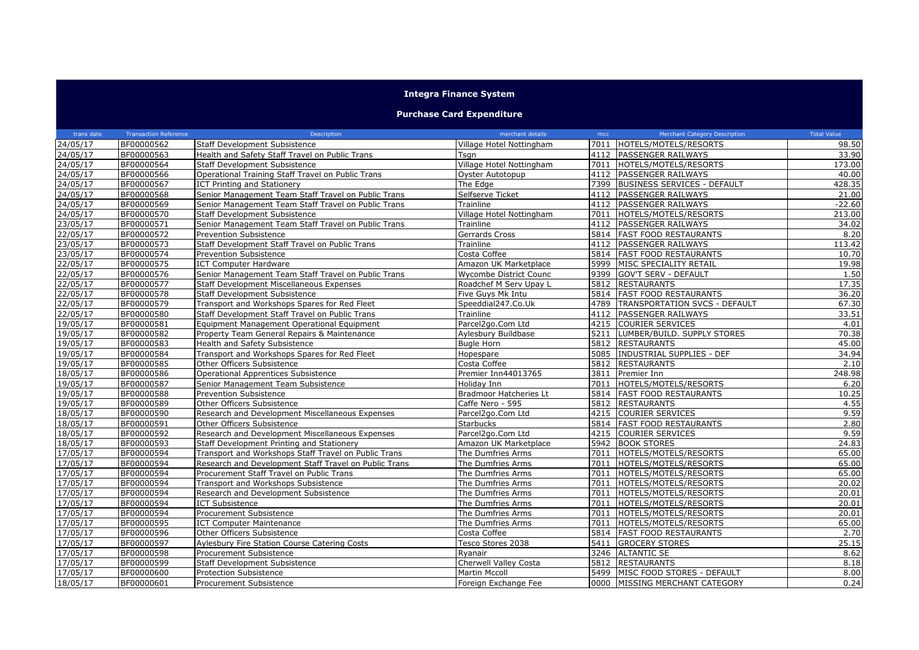# Integra Finance System

## Purchase Card Expenditure

| trans date | Transaction Reference | Description | merchant details | mcc | Merchant Category Description | Total Value |
|---|---|---|---|---|---|---|
| 24/05/17 | BF00000562 | Staff Development Subsistence | Village Hotel Nottingham | 7011 | HOTELS/MOTELS/RESORTS | 98.50 |
| 24/05/17 | BF00000563 | Health and Safety Staff Travel on Public Trans | Tsgn | 4112 | PASSENGER RAILWAYS | 33.90 |
| 24/05/17 | BF00000564 | Staff Development Subsistence | Village Hotel Nottingham | 7011 | HOTELS/MOTELS/RESORTS | 173.00 |
| 24/05/17 | BF00000566 | Operational Training Staff Travel on Public Trans | Oyster Autotopup | 4112 | PASSENGER RAILWAYS | 40.00 |
| 24/05/17 | BF00000567 | ICT Printing and Stationery | The Edge | 7399 | BUSINESS SERVICES - DEFAULT | 428.35 |
| 24/05/17 | BF00000568 | Senior Management Team Staff Travel on Public Trans | Selfserve Ticket | 4112 | PASSENGER RAILWAYS | 21.00 |
| 24/05/17 | BF00000569 | Senior Management Team Staff Travel on Public Trans | Trainline | 4112 | PASSENGER RAILWAYS | -22.60 |
| 24/05/17 | BF00000570 | Staff Development Subsistence | Village Hotel Nottingham | 7011 | HOTELS/MOTELS/RESORTS | 213.00 |
| 23/05/17 | BF00000571 | Senior Management Team Staff Travel on Public Trans | Trainline | 4112 | PASSENGER RAILWAYS | 34.02 |
| 22/05/17 | BF00000572 | Prevention Subsistence | Gerrards Cross | 5814 | FAST FOOD RESTAURANTS | 8.20 |
| 23/05/17 | BF00000573 | Staff Development Staff Travel on Public Trans | Trainline | 4112 | PASSENGER RAILWAYS | 113.42 |
| 23/05/17 | BF00000574 | Prevention Subsistence | Costa Coffee | 5814 | FAST FOOD RESTAURANTS | 10.70 |
| 22/05/17 | BF00000575 | ICT Computer Hardware | Amazon UK Marketplace | 5999 | MISC SPECIALITY RETAIL | 19.98 |
| 22/05/17 | BF00000576 | Senior Management Team Staff Travel on Public Trans | Wycombe District Counc | 9399 | GOV'T SERV - DEFAULT | 1.50 |
| 22/05/17 | BF00000577 | Staff Development Miscellaneous Expenses | Roadchef M Serv Upay L | 5812 | RESTAURANTS | 17.35 |
| 22/05/17 | BF00000578 | Staff Development Subsistence | Five Guys Mk Intu | 5814 | FAST FOOD RESTAURANTS | 36.20 |
| 22/05/17 | BF00000579 | Transport and Workshops Spares for Red Fleet | Speeddial247.Co.Uk | 4789 | TRANSPORTATION SVCS - DEFAULT | 67.30 |
| 22/05/17 | BF00000580 | Staff Development Staff Travel on Public Trans | Trainline | 4112 | PASSENGER RAILWAYS | 33.51 |
| 19/05/17 | BF00000581 | Equipment Management Operational Equipment | Parcel2go.Com Ltd | 4215 | COURIER SERVICES | 4.01 |
| 19/05/17 | BF00000582 | Property Team General Repairs & Maintenance | Aylesbury Buildbase | 5211 | LUMBER/BUILD. SUPPLY STORES | 70.38 |
| 19/05/17 | BF00000583 | Health and Safety Subsistence | Bugle Horn | 5812 | RESTAURANTS | 45.00 |
| 19/05/17 | BF00000584 | Transport and Workshops Spares for Red Fleet | Hopespare | 5085 | INDUSTRIAL SUPPLIES - DEF | 34.94 |
| 19/05/17 | BF00000585 | Other Officers Subsistence | Costa Coffee | 5812 | RESTAURANTS | 2.10 |
| 18/05/17 | BF00000586 | Operational Apprentices Subsistence | Premier Inn44013765 | 3811 | Premier Inn | 248.98 |
| 19/05/17 | BF00000587 | Senior Management Team Subsistence | Holiday Inn | 7011 | HOTELS/MOTELS/RESORTS | 6.20 |
| 19/05/17 | BF00000588 | Prevention Subsistence | Bradmoor Hatcheries Lt | 5814 | FAST FOOD RESTAURANTS | 10.25 |
| 19/05/17 | BF00000589 | Other Officers Subsistence | Caffe Nero - 595 | 5812 | RESTAURANTS | 4.55 |
| 18/05/17 | BF00000590 | Research and Development Miscellaneous Expenses | Parcel2go.Com Ltd | 4215 | COURIER SERVICES | 9.59 |
| 18/05/17 | BF00000591 | Other Officers Subsistence | Starbucks | 5814 | FAST FOOD RESTAURANTS | 2.80 |
| 18/05/17 | BF00000592 | Research and Development Miscellaneous Expenses | Parcel2go.Com Ltd | 4215 | COURIER SERVICES | 9.59 |
| 18/05/17 | BF00000593 | Staff Development Printing and Stationery | Amazon UK Marketplace | 5942 | BOOK STORES | 24.83 |
| 17/05/17 | BF00000594 | Transport and Workshops Staff Travel on Public Trans | The Dumfries Arms | 7011 | HOTELS/MOTELS/RESORTS | 65.00 |
| 17/05/17 | BF00000594 | Research and Development Staff Travel on Public Trans | The Dumfries Arms | 7011 | HOTELS/MOTELS/RESORTS | 65.00 |
| 17/05/17 | BF00000594 | Procurement Staff Travel on Public Trans | The Dumfries Arms | 7011 | HOTELS/MOTELS/RESORTS | 65.00 |
| 17/05/17 | BF00000594 | Transport and Workshops Subsistence | The Dumfries Arms | 7011 | HOTELS/MOTELS/RESORTS | 20.02 |
| 17/05/17 | BF00000594 | Research and Development Subsistence | The Dumfries Arms | 7011 | HOTELS/MOTELS/RESORTS | 20.01 |
| 17/05/17 | BF00000594 | ICT Subsistence | The Dumfries Arms | 7011 | HOTELS/MOTELS/RESORTS | 20.01 |
| 17/05/17 | BF00000594 | Procurement Subsistence | The Dumfries Arms | 7011 | HOTELS/MOTELS/RESORTS | 20.01 |
| 17/05/17 | BF00000595 | ICT Computer Maintenance | The Dumfries Arms | 7011 | HOTELS/MOTELS/RESORTS | 65.00 |
| 17/05/17 | BF00000596 | Other Officers Subsistence | Costa Coffee | 5814 | FAST FOOD RESTAURANTS | 2.70 |
| 17/05/17 | BF00000597 | Aylesbury Fire Station Course Catering Costs | Tesco Stores 2038 | 5411 | GROCERY STORES | 25.15 |
| 17/05/17 | BF00000598 | Procurement Subsistence | Ryanair | 3246 | ALTANTIC SE | 8.62 |
| 17/05/17 | BF00000599 | Staff Development Subsistence | Cherwell Valley Costa | 5812 | RESTAURANTS | 8.18 |
| 17/05/17 | BF00000600 | Protection Subsistence | Martin Mccoll | 5499 | MISC FOOD STORES - DEFAULT | 8.00 |
| 18/05/17 | BF00000601 | Procurement Subsistence | Foreign Exchange Fee | 0000 | MISSING MERCHANT CATEGORY | 0.24 |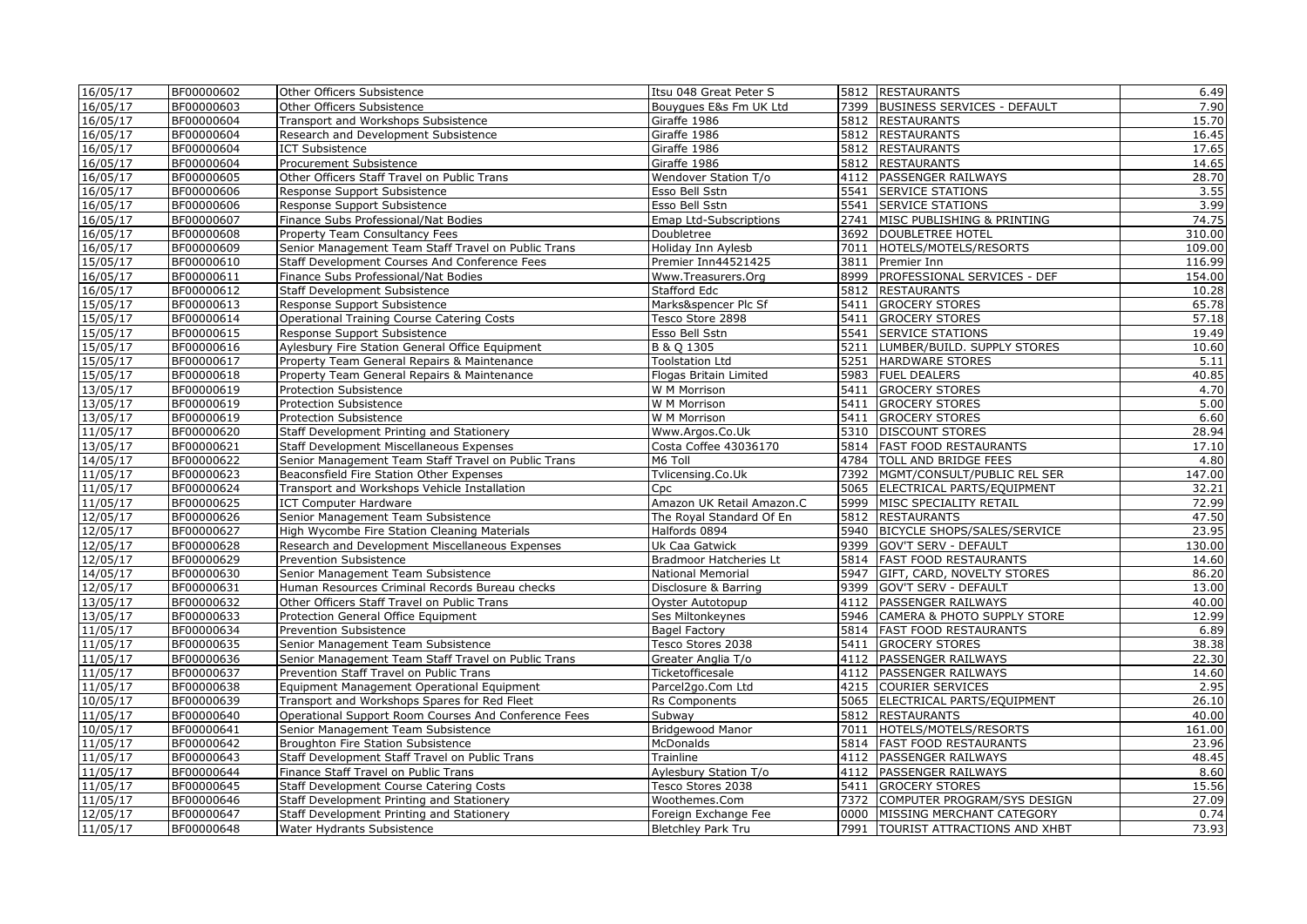| | | | | | | |
|---|---|---|---|---|---|---|
| 16/05/17 | BF00000602 | Other Officers Subsistence | Itsu 048 Great Peter S | 5812 | RESTAURANTS | 6.49 |
| 16/05/17 | BF00000603 | Other Officers Subsistence | Bouygues E&s Fm UK Ltd | 7399 | BUSINESS SERVICES - DEFAULT | 7.90 |
| 16/05/17 | BF00000604 | Transport and Workshops Subsistence | Giraffe 1986 | 5812 | RESTAURANTS | 15.70 |
| 16/05/17 | BF00000604 | Research and Development Subsistence | Giraffe 1986 | 5812 | RESTAURANTS | 16.45 |
| 16/05/17 | BF00000604 | ICT Subsistence | Giraffe 1986 | 5812 | RESTAURANTS | 17.65 |
| 16/05/17 | BF00000604 | Procurement Subsistence | Giraffe 1986 | 5812 | RESTAURANTS | 14.65 |
| 16/05/17 | BF00000605 | Other Officers Staff Travel on Public Trans | Wendover Station T/o | 4112 | PASSENGER RAILWAYS | 28.70 |
| 16/05/17 | BF00000606 | Response Support Subsistence | Esso Bell Sstn | 5541 | SERVICE STATIONS | 3.55 |
| 16/05/17 | BF00000606 | Response Support Subsistence | Esso Bell Sstn | 5541 | SERVICE STATIONS | 3.99 |
| 16/05/17 | BF00000607 | Finance Subs Professional/Nat Bodies | Emap Ltd-Subscriptions | 2741 | MISC PUBLISHING & PRINTING | 74.75 |
| 16/05/17 | BF00000608 | Property Team Consultancy Fees | Doubletree | 3692 | DOUBLETREE HOTEL | 310.00 |
| 16/05/17 | BF00000609 | Senior Management Team Staff Travel on Public Trans | Holiday Inn Aylesb | 7011 | HOTELS/MOTELS/RESORTS | 109.00 |
| 15/05/17 | BF00000610 | Staff Development Courses And Conference Fees | Premier Inn44521425 | 3811 | Premier Inn | 116.99 |
| 16/05/17 | BF00000611 | Finance Subs Professional/Nat Bodies | Www.Treasurers.Org | 8999 | PROFESSIONAL SERVICES - DEF | 154.00 |
| 16/05/17 | BF00000612 | Staff Development Subsistence | Stafford Edc | 5812 | RESTAURANTS | 10.28 |
| 15/05/17 | BF00000613 | Response Support Subsistence | Marks&spencer Plc Sf | 5411 | GROCERY STORES | 65.78 |
| 15/05/17 | BF00000614 | Operational Training Course Catering Costs | Tesco Store 2898 | 5411 | GROCERY STORES | 57.18 |
| 15/05/17 | BF00000615 | Response Support Subsistence | Esso Bell Sstn | 5541 | SERVICE STATIONS | 19.49 |
| 15/05/17 | BF00000616 | Aylesbury Fire Station General Office Equipment | B & Q 1305 | 5211 | LUMBER/BUILD. SUPPLY STORES | 10.60 |
| 15/05/17 | BF00000617 | Property Team General Repairs & Maintenance | Toolstation Ltd | 5251 | HARDWARE STORES | 5.11 |
| 15/05/17 | BF00000618 | Property Team General Repairs & Maintenance | Flogas Britain Limited | 5983 | FUEL DEALERS | 40.85 |
| 13/05/17 | BF00000619 | Protection Subsistence | W M Morrison | 5411 | GROCERY STORES | 4.70 |
| 13/05/17 | BF00000619 | Protection Subsistence | W M Morrison | 5411 | GROCERY STORES | 5.00 |
| 13/05/17 | BF00000619 | Protection Subsistence | W M Morrison | 5411 | GROCERY STORES | 6.60 |
| 11/05/17 | BF00000620 | Staff Development Printing and Stationery | Www.Argos.Co.Uk | 5310 | DISCOUNT STORES | 28.94 |
| 13/05/17 | BF00000621 | Staff Development Miscellaneous Expenses | Costa Coffee 43036170 | 5814 | FAST FOOD RESTAURANTS | 17.10 |
| 14/05/17 | BF00000622 | Senior Management Team Staff Travel on Public Trans | M6 Toll | 4784 | TOLL AND BRIDGE FEES | 4.80 |
| 11/05/17 | BF00000623 | Beaconsfield Fire Station Other Expenses | Tvlicensing.Co.Uk | 7392 | MGMT/CONSULT/PUBLIC REL SER | 147.00 |
| 11/05/17 | BF00000624 | Transport and Workshops Vehicle Installation | Cpc | 5065 | ELECTRICAL PARTS/EQUIPMENT | 32.21 |
| 11/05/17 | BF00000625 | ICT Computer Hardware | Amazon UK Retail Amazon.C | 5999 | MISC SPECIALITY RETAIL | 72.99 |
| 12/05/17 | BF00000626 | Senior Management Team Subsistence | The Royal Standard Of En | 5812 | RESTAURANTS | 47.50 |
| 12/05/17 | BF00000627 | High Wycombe Fire Station Cleaning Materials | Halfords 0894 | 5940 | BICYCLE SHOPS/SALES/SERVICE | 23.95 |
| 12/05/17 | BF00000628 | Research and Development Miscellaneous Expenses | Uk Caa Gatwick | 9399 | GOV'T SERV - DEFAULT | 130.00 |
| 12/05/17 | BF00000629 | Prevention Subsistence | Bradmoor Hatcheries Lt | 5814 | FAST FOOD RESTAURANTS | 14.60 |
| 14/05/17 | BF00000630 | Senior Management Team Subsistence | National Memorial | 5947 | GIFT, CARD, NOVELTY STORES | 86.20 |
| 12/05/17 | BF00000631 | Human Resources Criminal Records Bureau checks | Disclosure & Barring | 9399 | GOV'T SERV - DEFAULT | 13.00 |
| 13/05/17 | BF00000632 | Other Officers Staff Travel on Public Trans | Oyster Autotopup | 4112 | PASSENGER RAILWAYS | 40.00 |
| 13/05/17 | BF00000633 | Protection General Office Equipment | Ses Miltonkeynes | 5946 | CAMERA & PHOTO SUPPLY STORE | 12.99 |
| 11/05/17 | BF00000634 | Prevention Subsistence | Bagel Factory | 5814 | FAST FOOD RESTAURANTS | 6.89 |
| 11/05/17 | BF00000635 | Senior Management Team Subsistence | Tesco Stores 2038 | 5411 | GROCERY STORES | 38.38 |
| 11/05/17 | BF00000636 | Senior Management Team Staff Travel on Public Trans | Greater Anglia T/o | 4112 | PASSENGER RAILWAYS | 22.30 |
| 11/05/17 | BF00000637 | Prevention Staff Travel on Public Trans | Ticketofficesale | 4112 | PASSENGER RAILWAYS | 14.60 |
| 11/05/17 | BF00000638 | Equipment Management Operational Equipment | Parcel2go.Com Ltd | 4215 | COURIER SERVICES | 2.95 |
| 10/05/17 | BF00000639 | Transport and Workshops Spares for Red Fleet | Rs Components | 5065 | ELECTRICAL PARTS/EQUIPMENT | 26.10 |
| 11/05/17 | BF00000640 | Operational Support Room Courses And Conference Fees | Subway | 5812 | RESTAURANTS | 40.00 |
| 10/05/17 | BF00000641 | Senior Management Team Subsistence | Bridgewood Manor | 7011 | HOTELS/MOTELS/RESORTS | 161.00 |
| 11/05/17 | BF00000642 | Broughton Fire Station Subsistence | McDonalds | 5814 | FAST FOOD RESTAURANTS | 23.96 |
| 11/05/17 | BF00000643 | Staff Development Staff Travel on Public Trans | Trainline | 4112 | PASSENGER RAILWAYS | 48.45 |
| 11/05/17 | BF00000644 | Finance Staff Travel on Public Trans | Aylesbury Station T/o | 4112 | PASSENGER RAILWAYS | 8.60 |
| 11/05/17 | BF00000645 | Staff Development Course Catering Costs | Tesco Stores 2038 | 5411 | GROCERY STORES | 15.56 |
| 11/05/17 | BF00000646 | Staff Development Printing and Stationery | Woothemes.Com | 7372 | COMPUTER PROGRAM/SYS DESIGN | 27.09 |
| 12/05/17 | BF00000647 | Staff Development Printing and Stationery | Foreign Exchange Fee | 0000 | MISSING MERCHANT CATEGORY | 0.74 |
| 11/05/17 | BF00000648 | Water Hydrants Subsistence | Bletchley Park Tru | 7991 | TOURIST ATTRACTIONS AND XHBT | 73.93 |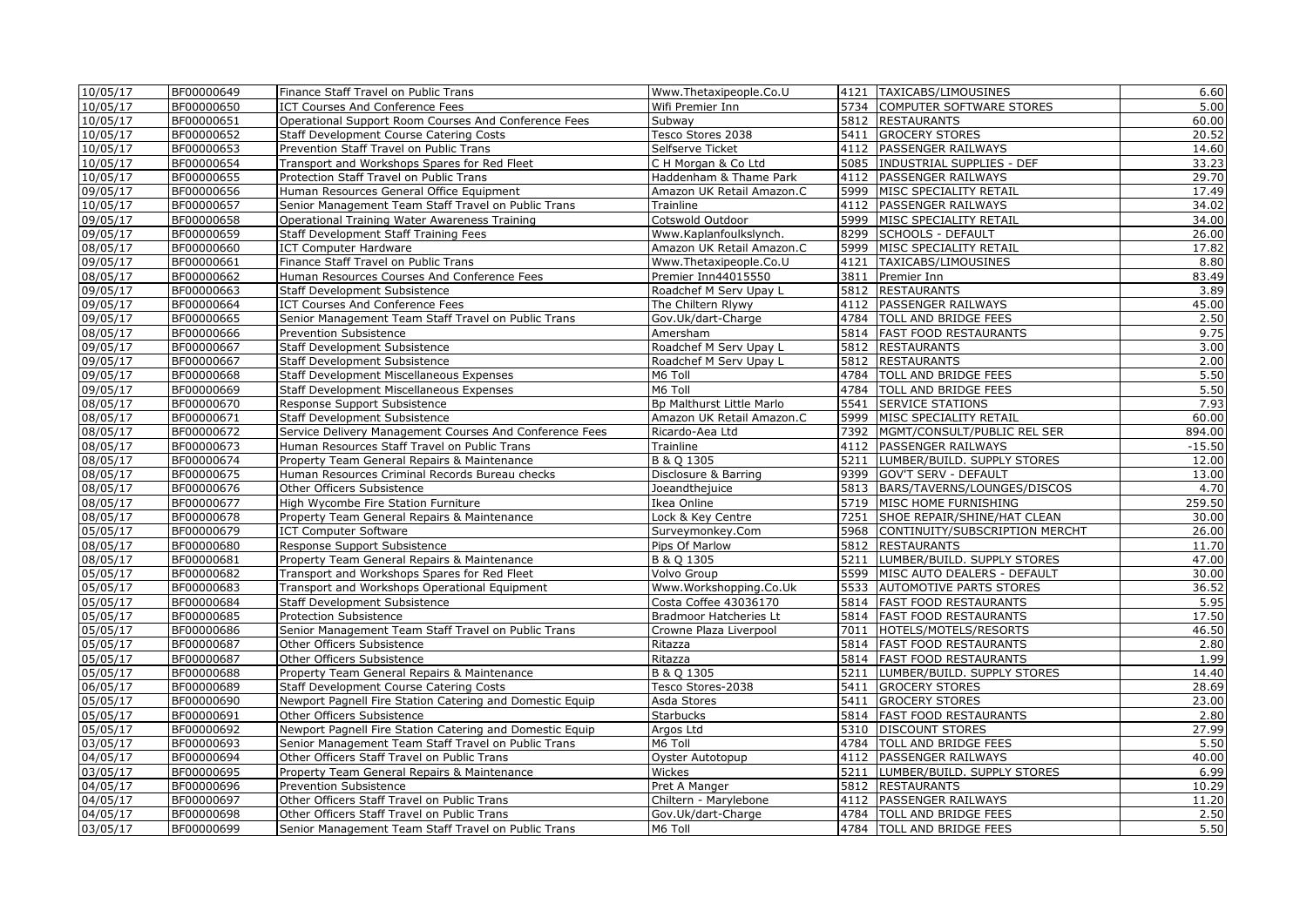| | | | | | | |
|---|---|---|---|---|---|---|
| 10/05/17 | BF00000649 | Finance Staff Travel on Public Trans | Www.Thetaxipeople.Co.U | 4121 | TAXICABS/LIMOUSINES | 6.60 |
| 10/05/17 | BF00000650 | ICT Courses And Conference Fees | Wifi Premier Inn | 5734 | COMPUTER SOFTWARE STORES | 5.00 |
| 10/05/17 | BF00000651 | Operational Support Room Courses And Conference Fees | Subway | 5812 | RESTAURANTS | 60.00 |
| 10/05/17 | BF00000652 | Staff Development Course Catering Costs | Tesco Stores 2038 | 5411 | GROCERY STORES | 20.52 |
| 10/05/17 | BF00000653 | Prevention Staff Travel on Public Trans | Selfserve Ticket | 4112 | PASSENGER RAILWAYS | 14.60 |
| 10/05/17 | BF00000654 | Transport and Workshops Spares for Red Fleet | C H Morgan & Co Ltd | 5085 | INDUSTRIAL SUPPLIES - DEF | 33.23 |
| 10/05/17 | BF00000655 | Protection Staff Travel on Public Trans | Haddenham & Thame Park | 4112 | PASSENGER RAILWAYS | 29.70 |
| 09/05/17 | BF00000656 | Human Resources General Office Equipment | Amazon UK Retail Amazon.C | 5999 | MISC SPECIALITY RETAIL | 17.49 |
| 10/05/17 | BF00000657 | Senior Management Team Staff Travel on Public Trans | Trainline | 4112 | PASSENGER RAILWAYS | 34.02 |
| 09/05/17 | BF00000658 | Operational Training Water Awareness Training | Cotswold Outdoor | 5999 | MISC SPECIALITY RETAIL | 34.00 |
| 09/05/17 | BF00000659 | Staff Development Staff Training Fees | Www.Kaplanfoulkslynch. | 8299 | SCHOOLS - DEFAULT | 26.00 |
| 08/05/17 | BF00000660 | ICT Computer Hardware | Amazon UK Retail Amazon.C | 5999 | MISC SPECIALITY RETAIL | 17.82 |
| 09/05/17 | BF00000661 | Finance Staff Travel on Public Trans | Www.Thetaxipeople.Co.U | 4121 | TAXICABS/LIMOUSINES | 8.80 |
| 08/05/17 | BF00000662 | Human Resources Courses And Conference Fees | Premier Inn44015550 | 3811 | Premier Inn | 83.49 |
| 09/05/17 | BF00000663 | Staff Development Subsistence | Roadchef M Serv Upay L | 5812 | RESTAURANTS | 3.89 |
| 09/05/17 | BF00000664 | ICT Courses And Conference Fees | The Chiltern Rlywy | 4112 | PASSENGER RAILWAYS | 45.00 |
| 09/05/17 | BF00000665 | Senior Management Team Staff Travel on Public Trans | Gov.Uk/dart-Charge | 4784 | TOLL AND BRIDGE FEES | 2.50 |
| 08/05/17 | BF00000666 | Prevention Subsistence | Amersham | 5814 | FAST FOOD RESTAURANTS | 9.75 |
| 09/05/17 | BF00000667 | Staff Development Subsistence | Roadchef M Serv Upay L | 5812 | RESTAURANTS | 3.00 |
| 09/05/17 | BF00000667 | Staff Development Subsistence | Roadchef M Serv Upay L | 5812 | RESTAURANTS | 2.00 |
| 09/05/17 | BF00000668 | Staff Development Miscellaneous Expenses | M6 Toll | 4784 | TOLL AND BRIDGE FEES | 5.50 |
| 09/05/17 | BF00000669 | Staff Development Miscellaneous Expenses | M6 Toll | 4784 | TOLL AND BRIDGE FEES | 5.50 |
| 08/05/17 | BF00000670 | Response Support Subsistence | Bp Malthurst Little Marlo | 5541 | SERVICE STATIONS | 7.93 |
| 08/05/17 | BF00000671 | Staff Development Subsistence | Amazon UK Retail Amazon.C | 5999 | MISC SPECIALITY RETAIL | 60.00 |
| 08/05/17 | BF00000672 | Service Delivery Management Courses And Conference Fees | Ricardo-Aea Ltd | 7392 | MGMT/CONSULT/PUBLIC REL SER | 894.00 |
| 08/05/17 | BF00000673 | Human Resources Staff Travel on Public Trans | Trainline | 4112 | PASSENGER RAILWAYS | -15.50 |
| 08/05/17 | BF00000674 | Property Team General Repairs & Maintenance | B & Q 1305 | 5211 | LUMBER/BUILD. SUPPLY STORES | 12.00 |
| 08/05/17 | BF00000675 | Human Resources Criminal Records Bureau checks | Disclosure & Barring | 9399 | GOV'T SERV - DEFAULT | 13.00 |
| 08/05/17 | BF00000676 | Other Officers Subsistence | Joeandthejuice | 5813 | BARS/TAVERNS/LOUNGES/DISCOS | 4.70 |
| 08/05/17 | BF00000677 | High Wycombe Fire Station Furniture | Ikea Online | 5719 | MISC HOME FURNISHING | 259.50 |
| 08/05/17 | BF00000678 | Property Team General Repairs & Maintenance | Lock & Key Centre | 7251 | SHOE REPAIR/SHINE/HAT CLEAN | 30.00 |
| 05/05/17 | BF00000679 | ICT Computer Software | Surveymonkey.Com | 5968 | CONTINUITY/SUBSCRIPTION MERCHT | 26.00 |
| 08/05/17 | BF00000680 | Response Support Subsistence | Pips Of Marlow | 5812 | RESTAURANTS | 11.70 |
| 08/05/17 | BF00000681 | Property Team General Repairs & Maintenance | B & Q 1305 | 5211 | LUMBER/BUILD. SUPPLY STORES | 47.00 |
| 05/05/17 | BF00000682 | Transport and Workshops Spares for Red Fleet | Volvo Group | 5599 | MISC AUTO DEALERS - DEFAULT | 30.00 |
| 05/05/17 | BF00000683 | Transport and Workshops Operational Equipment | Www.Workshopping.Co.Uk | 5533 | AUTOMOTIVE PARTS STORES | 36.52 |
| 05/05/17 | BF00000684 | Staff Development Subsistence | Costa Coffee 43036170 | 5814 | FAST FOOD RESTAURANTS | 5.95 |
| 05/05/17 | BF00000685 | Protection Subsistence | Bradmoor Hatcheries Lt | 5814 | FAST FOOD RESTAURANTS | 17.50 |
| 05/05/17 | BF00000686 | Senior Management Team Staff Travel on Public Trans | Crowne Plaza Liverpool | 7011 | HOTELS/MOTELS/RESORTS | 46.50 |
| 05/05/17 | BF00000687 | Other Officers Subsistence | Ritazza | 5814 | FAST FOOD RESTAURANTS | 2.80 |
| 05/05/17 | BF00000687 | Other Officers Subsistence | Ritazza | 5814 | FAST FOOD RESTAURANTS | 1.99 |
| 05/05/17 | BF00000688 | Property Team General Repairs & Maintenance | B & Q 1305 | 5211 | LUMBER/BUILD. SUPPLY STORES | 14.40 |
| 06/05/17 | BF00000689 | Staff Development Course Catering Costs | Tesco Stores-2038 | 5411 | GROCERY STORES | 28.69 |
| 05/05/17 | BF00000690 | Newport Pagnell Fire Station Catering and Domestic Equip | Asda Stores | 5411 | GROCERY STORES | 23.00 |
| 05/05/17 | BF00000691 | Other Officers Subsistence | Starbucks | 5814 | FAST FOOD RESTAURANTS | 2.80 |
| 05/05/17 | BF00000692 | Newport Pagnell Fire Station Catering and Domestic Equip | Argos Ltd | 5310 | DISCOUNT STORES | 27.99 |
| 03/05/17 | BF00000693 | Senior Management Team Staff Travel on Public Trans | M6 Toll | 4784 | TOLL AND BRIDGE FEES | 5.50 |
| 04/05/17 | BF00000694 | Other Officers Staff Travel on Public Trans | Oyster Autotopup | 4112 | PASSENGER RAILWAYS | 40.00 |
| 03/05/17 | BF00000695 | Property Team General Repairs & Maintenance | Wickes | 5211 | LUMBER/BUILD. SUPPLY STORES | 6.99 |
| 04/05/17 | BF00000696 | Prevention Subsistence | Pret A Manger | 5812 | RESTAURANTS | 10.29 |
| 04/05/17 | BF00000697 | Other Officers Staff Travel on Public Trans | Chiltern - Marylebone | 4112 | PASSENGER RAILWAYS | 11.20 |
| 04/05/17 | BF00000698 | Other Officers Staff Travel on Public Trans | Gov.Uk/dart-Charge | 4784 | TOLL AND BRIDGE FEES | 2.50 |
| 03/05/17 | BF00000699 | Senior Management Team Staff Travel on Public Trans | M6 Toll | 4784 | TOLL AND BRIDGE FEES | 5.50 |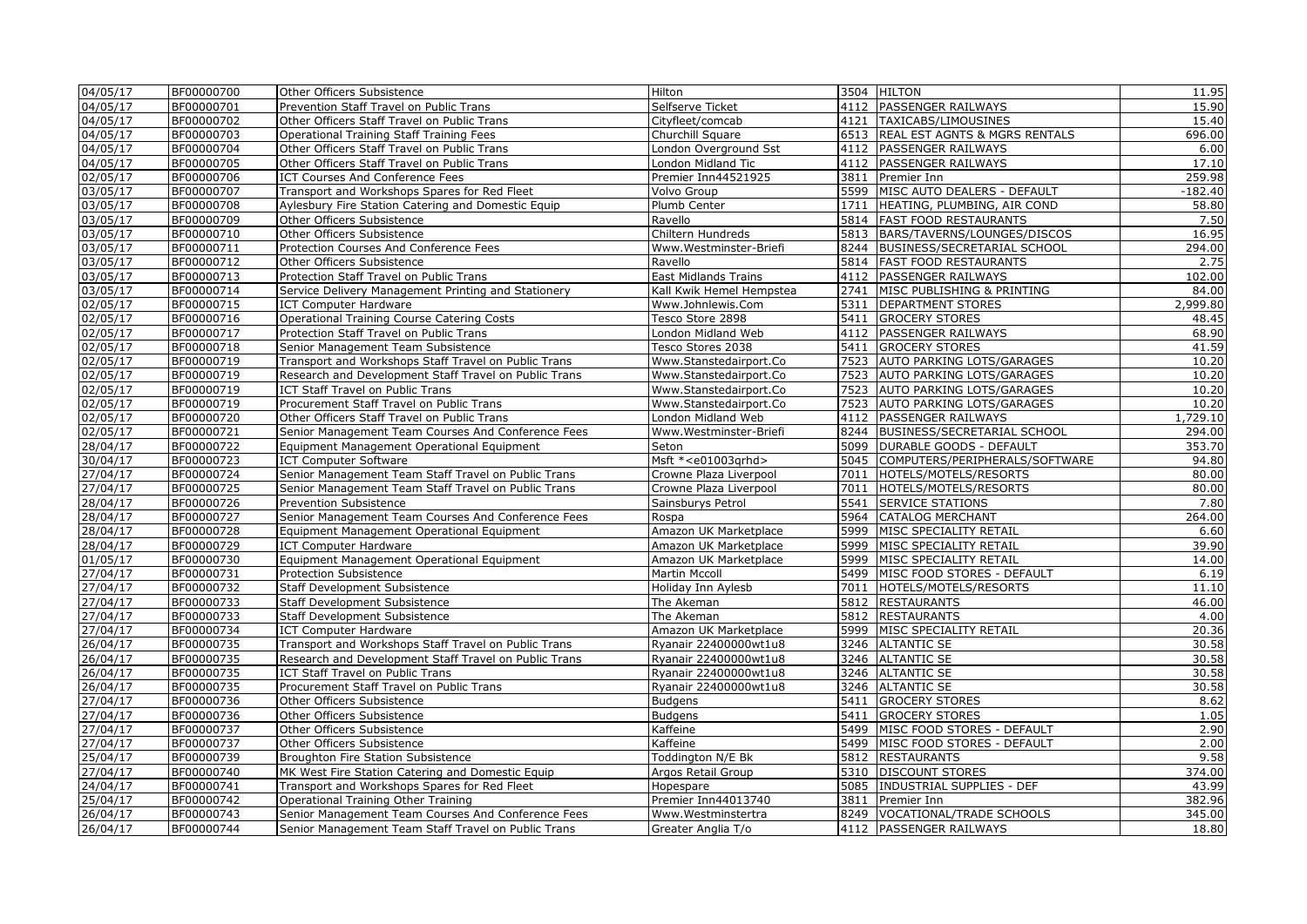| | | | | | | |
|---|---|---|---|---|---|---|
| 04/05/17 | BF00000700 | Other Officers Subsistence | Hilton | 3504 | HILTON | 11.95 |
| 04/05/17 | BF00000701 | Prevention Staff Travel on Public Trans | Selfserve Ticket | 4112 | PASSENGER RAILWAYS | 15.90 |
| 04/05/17 | BF00000702 | Other Officers Staff Travel on Public Trans | Cityfleet/comcab | 4121 | TAXICABS/LIMOUSINES | 15.40 |
| 04/05/17 | BF00000703 | Operational Training Staff Training Fees | Churchill Square | 6513 | REAL EST AGNTS & MGRS RENTALS | 696.00 |
| 04/05/17 | BF00000704 | Other Officers Staff Travel on Public Trans | London Overground Sst | 4112 | PASSENGER RAILWAYS | 6.00 |
| 04/05/17 | BF00000705 | Other Officers Staff Travel on Public Trans | London Midland Tic | 4112 | PASSENGER RAILWAYS | 17.10 |
| 02/05/17 | BF00000706 | ICT Courses And Conference Fees | Premier Inn44521925 | 3811 | Premier Inn | 259.98 |
| 03/05/17 | BF00000707 | Transport and Workshops Spares for Red Fleet | Volvo Group | 5599 | MISC AUTO DEALERS - DEFAULT | -182.40 |
| 03/05/17 | BF00000708 | Aylesbury Fire Station Catering and Domestic Equip | Plumb Center | 1711 | HEATING, PLUMBING, AIR COND | 58.80 |
| 03/05/17 | BF00000709 | Other Officers Subsistence | Ravello | 5814 | FAST FOOD RESTAURANTS | 7.50 |
| 03/05/17 | BF00000710 | Other Officers Subsistence | Chiltern Hundreds | 5813 | BARS/TAVERNS/LOUNGES/DISCOS | 16.95 |
| 03/05/17 | BF00000711 | Protection Courses And Conference Fees | Www.Westminster-Briefi | 8244 | BUSINESS/SECRETARIAL SCHOOL | 294.00 |
| 03/05/17 | BF00000712 | Other Officers Subsistence | Ravello | 5814 | FAST FOOD RESTAURANTS | 2.75 |
| 03/05/17 | BF00000713 | Protection Staff Travel on Public Trans | East Midlands Trains | 4112 | PASSENGER RAILWAYS | 102.00 |
| 03/05/17 | BF00000714 | Service Delivery Management Printing and Stationery | Kall Kwik Hemel Hempstea | 2741 | MISC PUBLISHING & PRINTING | 84.00 |
| 02/05/17 | BF00000715 | ICT Computer Hardware | Www.Johnlewis.Com | 5311 | DEPARTMENT STORES | 2,999.80 |
| 02/05/17 | BF00000716 | Operational Training Course Catering Costs | Tesco Store 2898 | 5411 | GROCERY STORES | 48.45 |
| 02/05/17 | BF00000717 | Protection Staff Travel on Public Trans | London Midland Web | 4112 | PASSENGER RAILWAYS | 68.90 |
| 02/05/17 | BF00000718 | Senior Management Team Subsistence | Tesco Stores 2038 | 5411 | GROCERY STORES | 41.59 |
| 02/05/17 | BF00000719 | Transport and Workshops Staff Travel on Public Trans | Www.Stanstedairport.Co | 7523 | AUTO PARKING LOTS/GARAGES | 10.20 |
| 02/05/17 | BF00000719 | Research and Development Staff Travel on Public Trans | Www.Stanstedairport.Co | 7523 | AUTO PARKING LOTS/GARAGES | 10.20 |
| 02/05/17 | BF00000719 | ICT Staff Travel on Public Trans | Www.Stanstedairport.Co | 7523 | AUTO PARKING LOTS/GARAGES | 10.20 |
| 02/05/17 | BF00000719 | Procurement Staff Travel on Public Trans | Www.Stanstedairport.Co | 7523 | AUTO PARKING LOTS/GARAGES | 10.20 |
| 02/05/17 | BF00000720 | Other Officers Staff Travel on Public Trans | London Midland Web | 4112 | PASSENGER RAILWAYS | 1,729.10 |
| 02/05/17 | BF00000721 | Senior Management Team Courses And Conference Fees | Www.Westminster-Briefi | 8244 | BUSINESS/SECRETARIAL SCHOOL | 294.00 |
| 28/04/17 | BF00000722 | Equipment Management Operational Equipment | Seton | 5099 | DURABLE GOODS - DEFAULT | 353.70 |
| 30/04/17 | BF00000723 | ICT Computer Software | Msft *<e01003qrhd> | 5045 | COMPUTERS/PERIPHERALS/SOFTWARE | 94.80 |
| 27/04/17 | BF00000724 | Senior Management Team Staff Travel on Public Trans | Crowne Plaza Liverpool | 7011 | HOTELS/MOTELS/RESORTS | 80.00 |
| 27/04/17 | BF00000725 | Senior Management Team Staff Travel on Public Trans | Crowne Plaza Liverpool | 7011 | HOTELS/MOTELS/RESORTS | 80.00 |
| 28/04/17 | BF00000726 | Prevention Subsistence | Sainsburys Petrol | 5541 | SERVICE STATIONS | 7.80 |
| 28/04/17 | BF00000727 | Senior Management Team Courses And Conference Fees | Rospa | 5964 | CATALOG MERCHANT | 264.00 |
| 28/04/17 | BF00000728 | Equipment Management Operational Equipment | Amazon UK Marketplace | 5999 | MISC SPECIALITY RETAIL | 6.60 |
| 28/04/17 | BF00000729 | ICT Computer Hardware | Amazon UK Marketplace | 5999 | MISC SPECIALITY RETAIL | 39.90 |
| 01/05/17 | BF00000730 | Equipment Management Operational Equipment | Amazon UK Marketplace | 5999 | MISC SPECIALITY RETAIL | 14.00 |
| 27/04/17 | BF00000731 | Protection Subsistence | Martin Mccoll | 5499 | MISC FOOD STORES - DEFAULT | 6.19 |
| 27/04/17 | BF00000732 | Staff Development Subsistence | Holiday Inn Aylesb | 7011 | HOTELS/MOTELS/RESORTS | 11.10 |
| 27/04/17 | BF00000733 | Staff Development Subsistence | The Akeman | 5812 | RESTAURANTS | 46.00 |
| 27/04/17 | BF00000733 | Staff Development Subsistence | The Akeman | 5812 | RESTAURANTS | 4.00 |
| 27/04/17 | BF00000734 | ICT Computer Hardware | Amazon UK Marketplace | 5999 | MISC SPECIALITY RETAIL | 20.36 |
| 26/04/17 | BF00000735 | Transport and Workshops Staff Travel on Public Trans | Ryanair 22400000wt1u8 | 3246 | ALTANTIC SE | 30.58 |
| 26/04/17 | BF00000735 | Research and Development Staff Travel on Public Trans | Ryanair 22400000wt1u8 | 3246 | ALTANTIC SE | 30.58 |
| 26/04/17 | BF00000735 | ICT Staff Travel on Public Trans | Ryanair 22400000wt1u8 | 3246 | ALTANTIC SE | 30.58 |
| 26/04/17 | BF00000735 | Procurement Staff Travel on Public Trans | Ryanair 22400000wt1u8 | 3246 | ALTANTIC SE | 30.58 |
| 27/04/17 | BF00000736 | Other Officers Subsistence | Budgens | 5411 | GROCERY STORES | 8.62 |
| 27/04/17 | BF00000736 | Other Officers Subsistence | Budgens | 5411 | GROCERY STORES | 1.05 |
| 27/04/17 | BF00000737 | Other Officers Subsistence | Kaffeine | 5499 | MISC FOOD STORES - DEFAULT | 2.90 |
| 27/04/17 | BF00000737 | Other Officers Subsistence | Kaffeine | 5499 | MISC FOOD STORES - DEFAULT | 2.00 |
| 25/04/17 | BF00000739 | Broughton Fire Station Subsistence | Toddington N/E Bk | 5812 | RESTAURANTS | 9.58 |
| 27/04/17 | BF00000740 | MK West Fire Station Catering and Domestic Equip | Argos Retail Group | 5310 | DISCOUNT STORES | 374.00 |
| 24/04/17 | BF00000741 | Transport and Workshops Spares for Red Fleet | Hopespare | 5085 | INDUSTRIAL SUPPLIES - DEF | 43.99 |
| 25/04/17 | BF00000742 | Operational Training Other Training | Premier Inn44013740 | 3811 | Premier Inn | 382.96 |
| 26/04/17 | BF00000743 | Senior Management Team Courses And Conference Fees | Www.Westminstertra | 8249 | VOCATIONAL/TRADE SCHOOLS | 345.00 |
| 26/04/17 | BF00000744 | Senior Management Team Staff Travel on Public Trans | Greater Anglia T/o | 4112 | PASSENGER RAILWAYS | 18.80 |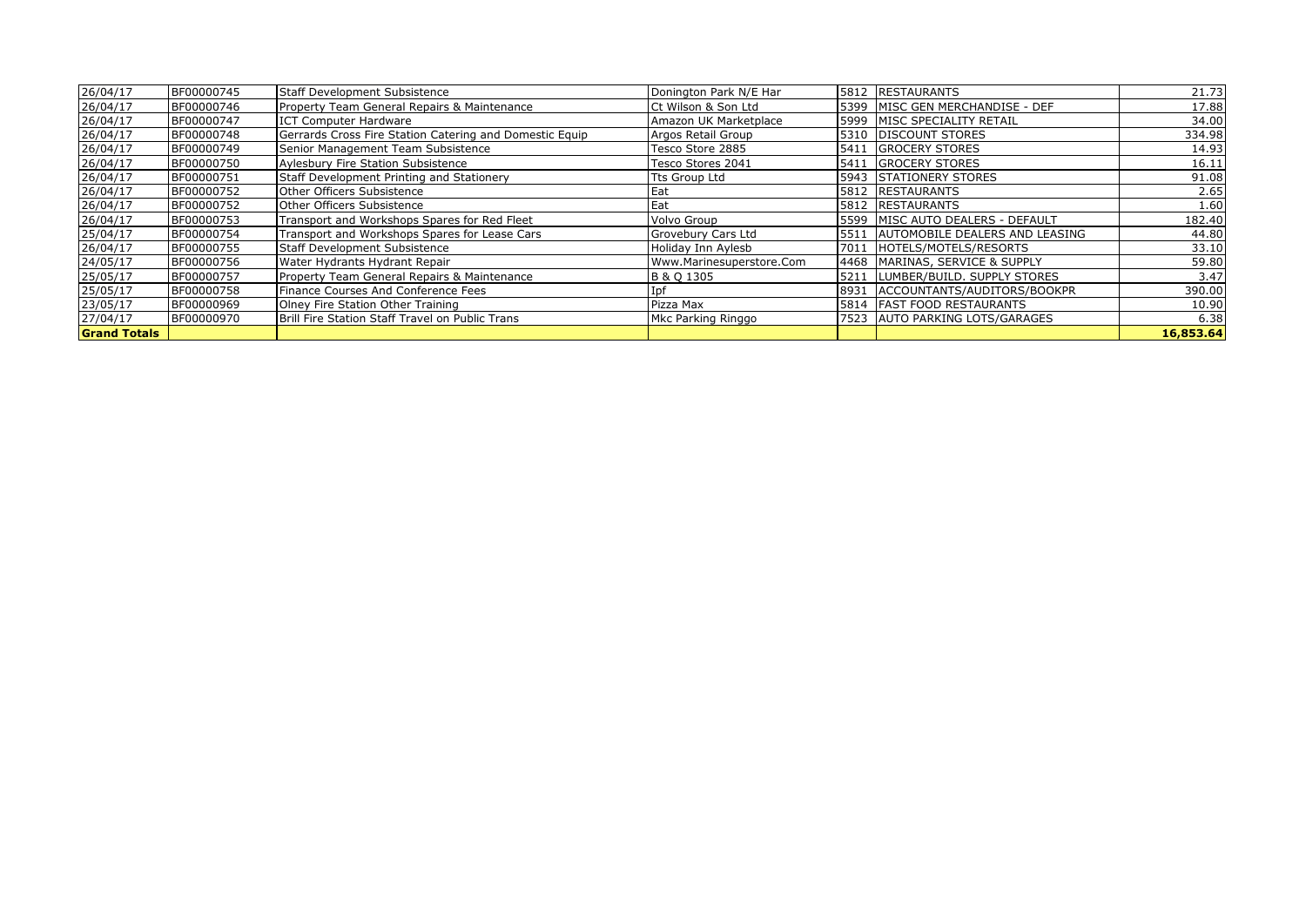| | | | | | | |
|---|---|---|---|---|---|---|
| 26/04/17 | BF00000745 | Staff Development Subsistence | Donington Park N/E Har | 5812 | RESTAURANTS | 21.73 |
| 26/04/17 | BF00000746 | Property Team General Repairs & Maintenance | Ct Wilson & Son Ltd | 5399 | MISC GEN MERCHANDISE - DEF | 17.88 |
| 26/04/17 | BF00000747 | ICT Computer Hardware | Amazon UK Marketplace | 5999 | MISC SPECIALITY RETAIL | 34.00 |
| 26/04/17 | BF00000748 | Gerrards Cross Fire Station Catering and Domestic Equip | Argos Retail Group | 5310 | DISCOUNT STORES | 334.98 |
| 26/04/17 | BF00000749 | Senior Management Team Subsistence | Tesco Store 2885 | 5411 | GROCERY STORES | 14.93 |
| 26/04/17 | BF00000750 | Aylesbury Fire Station Subsistence | Tesco Stores 2041 | 5411 | GROCERY STORES | 16.11 |
| 26/04/17 | BF00000751 | Staff Development Printing and Stationery | Tts Group Ltd | 5943 | STATIONERY STORES | 91.08 |
| 26/04/17 | BF00000752 | Other Officers Subsistence | Eat | 5812 | RESTAURANTS | 2.65 |
| 26/04/17 | BF00000752 | Other Officers Subsistence | Eat | 5812 | RESTAURANTS | 1.60 |
| 26/04/17 | BF00000753 | Transport and Workshops Spares for Red Fleet | Volvo Group | 5599 | MISC AUTO DEALERS - DEFAULT | 182.40 |
| 25/04/17 | BF00000754 | Transport and Workshops Spares for Lease Cars | Grovebury Cars Ltd | 5511 | AUTOMOBILE DEALERS AND LEASING | 44.80 |
| 26/04/17 | BF00000755 | Staff Development Subsistence | Holiday Inn Aylesb | 7011 | HOTELS/MOTELS/RESORTS | 33.10 |
| 24/05/17 | BF00000756 | Water Hydrants Hydrant Repair | Www.Marinesuperstore.Com | 4468 | MARINAS, SERVICE & SUPPLY | 59.80 |
| 25/05/17 | BF00000757 | Property Team General Repairs & Maintenance | B & Q 1305 | 5211 | LUMBER/BUILD. SUPPLY STORES | 3.47 |
| 25/05/17 | BF00000758 | Finance Courses And Conference Fees | Ipf | 8931 | ACCOUNTANTS/AUDITORS/BOOKPR | 390.00 |
| 23/05/17 | BF00000969 | Olney Fire Station Other Training | Pizza Max | 5814 | FAST FOOD RESTAURANTS | 10.90 |
| 27/04/17 | BF00000970 | Brill Fire Station Staff Travel on Public Trans | Mkc Parking Ringgo | 7523 | AUTO PARKING LOTS/GARAGES | 6.38 |
| **Grand Totals** | | | | | | **16,853.64** |